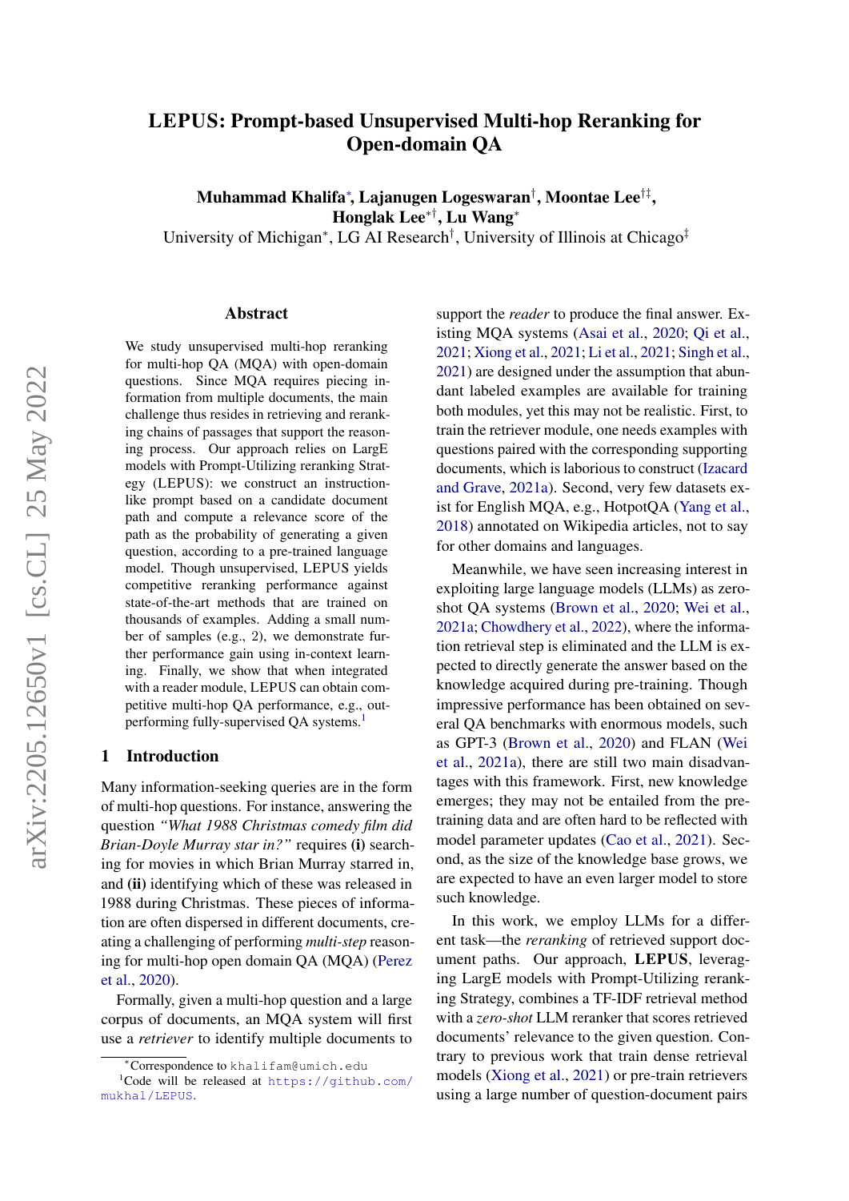# LEPUS: Prompt-based Unsupervised Multi-hop Reranking for Open-domain QA

**Muhammad Khalifa**[*], **Lajanugen Logeswaran**[†], **Moontae Lee**[†‡], **Honglak Lee**[*†], **Lu Wang**[*]

University of Michigan[*], LG AI Research[†], University of Illinois at Chicago[‡]

## Abstract

We study unsupervised multi-hop reranking for multi-hop QA (MQA) with open-domain questions. Since MQA requires piecing information from multiple documents, the main challenge thus resides in retrieving and reranking chains of passages that support the reasoning process. Our approach relies on LargE models with Prompt-Utilizing reranking Strategy (LEPUS): we construct an instruction-like prompt based on a candidate document path and compute a relevance score of the path as the probability of generating a given question, according to a pre-trained language model. Though unsupervised, LEPUS yields competitive reranking performance against state-of-the-art methods that are trained on thousands of examples. Adding a small number of samples (e.g., 2), we demonstrate further performance gain using in-context learning. Finally, we show that when integrated with a reader module, LEPUS can obtain competitive multi-hop QA performance, e.g., outperforming fully-supervised QA systems.[1]

## 1 Introduction

Many information-seeking queries are in the form of multi-hop questions. For instance, answering the question *"What 1988 Christmas comedy film did Brian-Doyle Murray star in?"* requires **(i)** searching for movies in which Brian Murray starred in, and **(ii)** identifying which of these was released in 1988 during Christmas. These pieces of information are often dispersed in different documents, creating a challenging of performing *multi-step* reasoning for multi-hop open domain QA (MQA) (Perez et al., 2020).

Formally, given a multi-hop question and a large corpus of documents, an MQA system will first use a *retriever* to identify multiple documents to support the *reader* to produce the final answer. Existing MQA systems (Asai et al., 2020; Qi et al., 2021; Xiong et al., 2021; Li et al., 2021; Singh et al., 2021) are designed under the assumption that abundant labeled examples are available for training both modules, yet this may not be realistic. First, to train the retriever module, one needs examples with questions paired with the corresponding supporting documents, which is laborious to construct (Izacard and Grave, 2021a). Second, very few datasets exist for English MQA, e.g., HotpotQA (Yang et al., 2018) annotated on Wikipedia articles, not to say for other domains and languages.

Meanwhile, we have seen increasing interest in exploiting large language models (LLMs) as zero-shot QA systems (Brown et al., 2020; Wei et al., 2021a; Chowdhery et al., 2022), where the information retrieval step is eliminated and the LLM is expected to directly generate the answer based on the knowledge acquired during pre-training. Though impressive performance has been obtained on several QA benchmarks with enormous models, such as GPT-3 (Brown et al., 2020) and FLAN (Wei et al., 2021a), there are still two main disadvantages with this framework. First, new knowledge emerges; they may not be entailed from the pre-training data and are often hard to be reflected with model parameter updates (Cao et al., 2021). Second, as the size of the knowledge base grows, we are expected to have an even larger model to store such knowledge.

In this work, we employ LLMs for a different task—the *reranking* of retrieved support document paths. Our approach, **LEPUS**, leveraging LargE models with Prompt-Utilizing reranking Strategy, combines a TF-IDF retrieval method with a *zero-shot* LLM reranker that scores retrieved documents' relevance to the given question. Contrary to previous work that train dense retrieval models (Xiong et al., 2021) or pre-train retrievers using a large number of question-document pairs

[*]Correspondence to khalifam@umich.edu

[1]Code will be released at https://github.com/mukhal/LEPUS.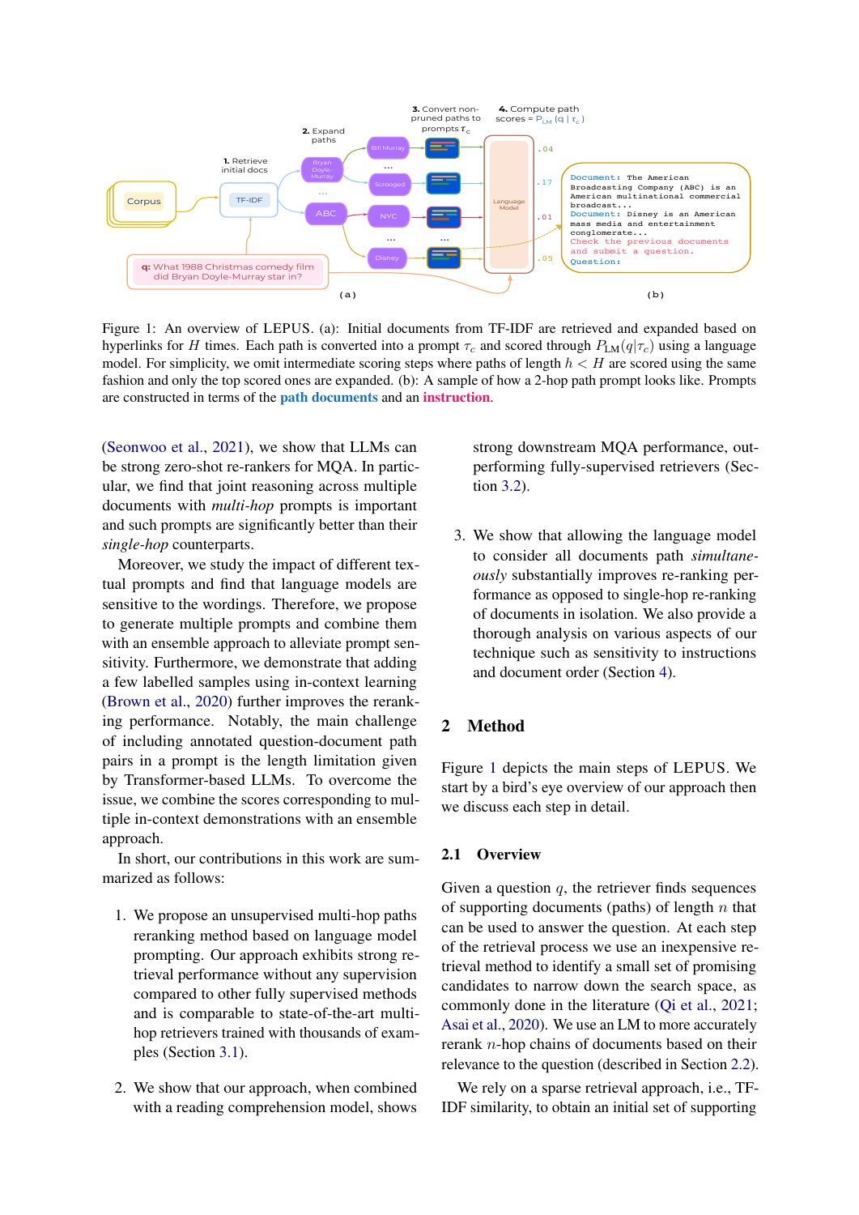Figure 1: An overview of LEPUS. (a): Initial documents from TF-IDF are retrieved and expanded based on hyperlinks for $H$ times. Each path is converted into a prompt $\tau_c$ and scored through $P_{\text{LM}}(q|\tau_c)$ using a language model. For simplicity, we omit intermediate scoring steps where paths of length $h < H$ are scored using the same fashion and only the top scored ones are expanded. (b): A sample of how a 2-hop path prompt looks like. Prompts are constructed in terms of the path documents and an instruction.

(Seonwoo et al., 2021), we show that LLMs can be strong zero-shot re-rankers for MQA. In particular, we find that joint reasoning across multiple documents with *multi-hop* prompts is important and such prompts are significantly better than their *single-hop* counterparts.

Moreover, we study the impact of different textual prompts and find that language models are sensitive to the wordings. Therefore, we propose to generate multiple prompts and combine them with an ensemble approach to alleviate prompt sensitivity. Furthermore, we demonstrate that adding a few labelled samples using in-context learning (Brown et al., 2020) further improves the reranking performance. Notably, the main challenge of including annotated question-document path pairs in a prompt is the length limitation given by Transformer-based LLMs. To overcome the issue, we combine the scores corresponding to multiple in-context demonstrations with an ensemble approach.

In short, our contributions in this work are summarized as follows:

1. We propose an unsupervised multi-hop paths reranking method based on language model prompting. Our approach exhibits strong retrieval performance without any supervision compared to other fully supervised methods and is comparable to state-of-the-art multi-hop retrievers trained with thousands of examples (Section 3.1).

2. We show that our approach, when combined with a reading comprehension model, shows strong downstream MQA performance, outperforming fully-supervised retrievers (Section 3.2).

3. We show that allowing the language model to consider all documents path *simultaneously* substantially improves re-ranking performance as opposed to single-hop re-ranking of documents in isolation. We also provide a thorough analysis on various aspects of our technique such as sensitivity to instructions and document order (Section 4).

## 2 Method

Figure 1 depicts the main steps of LEPUS. We start by a bird's eye overview of our approach then we discuss each step in detail.

### 2.1 Overview

Given a question $q$, the retriever finds sequences of supporting documents (paths) of length $n$ that can be used to answer the question. At each step of the retrieval process we use an inexpensive retrieval method to identify a small set of promising candidates to narrow down the search space, as commonly done in the literature (Qi et al., 2021; Asai et al., 2020). We use an LM to more accurately rerank $n$-hop chains of documents based on their relevance to the question (described in Section 2.2).

We rely on a sparse retrieval approach, i.e., TF-IDF similarity, to obtain an initial set of supporting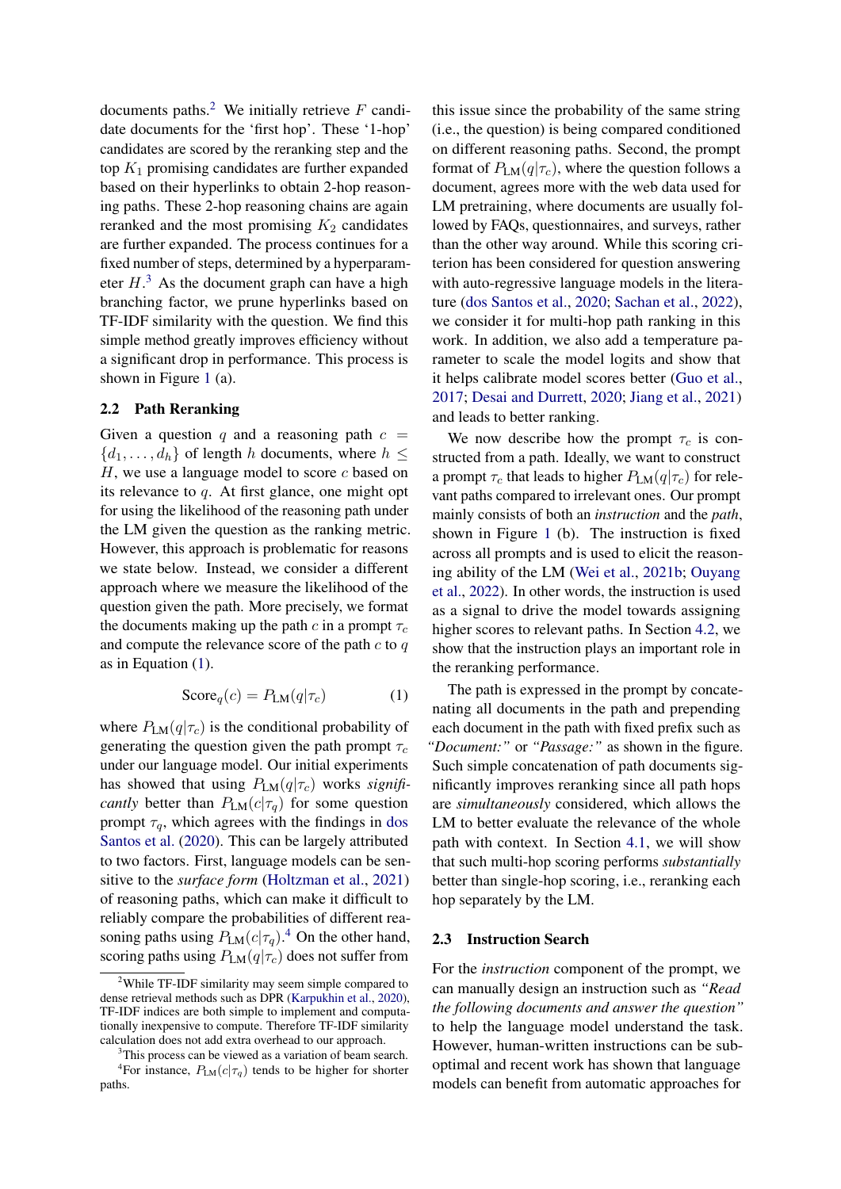documents paths.[2] We initially retrieve $F$ candidate documents for the 'first hop'. These '1-hop' candidates are scored by the reranking step and the top $K_1$ promising candidates are further expanded based on their hyperlinks to obtain 2-hop reasoning paths. These 2-hop reasoning chains are again reranked and the most promising $K_2$ candidates are further expanded. The process continues for a fixed number of steps, determined by a hyperparameter $H$.[3] As the document graph can have a high branching factor, we prune hyperlinks based on TF-IDF similarity with the question. We find this simple method greatly improves efficiency without a significant drop in performance. This process is shown in Figure 1 (a).

## 2.2 Path Reranking

Given a question $q$ and a reasoning path $c = \{d_1, \ldots, d_h\}$ of length $h$ documents, where $h \leq H$, we use a language model to score $c$ based on its relevance to $q$. At first glance, one might opt for using the likelihood of the reasoning path under the LM given the question as the ranking metric. However, this approach is problematic for reasons we state below. Instead, we consider a different approach where we measure the likelihood of the question given the path. More precisely, we format the documents making up the path $c$ in a prompt $\tau_c$ and compute the relevance score of the path $c$ to $q$ as in Equation (1).

$$\text{Score}_q(c) = P_{\text{LM}}(q|\tau_c) \tag{1}$$

where $P_{\text{LM}}(q|\tau_c)$ is the conditional probability of generating the question given the path prompt $\tau_c$ under our language model. Our initial experiments has showed that using $P_{\text{LM}}(q|\tau_c)$ works *significantly* better than $P_{\text{LM}}(c|\tau_q)$ for some question prompt $\tau_q$, which agrees with the findings in dos Santos et al. (2020). This can be largely attributed to two factors. First, language models can be sensitive to the *surface form* (Holtzman et al., 2021) of reasoning paths, which can make it difficult to reliably compare the probabilities of different reasoning paths using $P_{\text{LM}}(c|\tau_q)$.[4] On the other hand, scoring paths using $P_{\text{LM}}(q|\tau_c)$ does not suffer from this issue since the probability of the same string (i.e., the question) is being compared conditioned on different reasoning paths. Second, the prompt format of $P_{\text{LM}}(q|\tau_c)$, where the question follows a document, agrees more with the web data used for LM pretraining, where documents are usually followed by FAQs, questionnaires, and surveys, rather than the other way around. While this scoring criterion has been considered for question answering with auto-regressive language models in the literature (dos Santos et al., 2020; Sachan et al., 2022), we consider it for multi-hop path ranking in this work. In addition, we also add a temperature parameter to scale the model logits and show that it helps calibrate model scores better (Guo et al., 2017; Desai and Durrett, 2020; Jiang et al., 2021) and leads to better ranking.

We now describe how the prompt $\tau_c$ is constructed from a path. Ideally, we want to construct a prompt $\tau_c$ that leads to higher $P_{\text{LM}}(q|\tau_c)$ for relevant paths compared to irrelevant ones. Our prompt mainly consists of both an *instruction* and the *path*, shown in Figure 1 (b). The instruction is fixed across all prompts and is used to elicit the reasoning ability of the LM (Wei et al., 2021b; Ouyang et al., 2022). In other words, the instruction is used as a signal to drive the model towards assigning higher scores to relevant paths. In Section 4.2, we show that the instruction plays an important role in the reranking performance.

The path is expressed in the prompt by concatenating all documents in the path and prepending each document in the path with fixed prefix such as *"Document:"* or *"Passage:"* as shown in the figure. Such simple concatenation of path documents significantly improves reranking since all path hops are *simultaneously* considered, which allows the LM to better evaluate the relevance of the whole path with context. In Section 4.1, we will show that such multi-hop scoring performs *substantially* better than single-hop scoring, i.e., reranking each hop separately by the LM.

## 2.3 Instruction Search

For the *instruction* component of the prompt, we can manually design an instruction such as *"Read the following documents and answer the question"* to help the language model understand the task. However, human-written instructions can be suboptimal and recent work has shown that language models can benefit from automatic approaches for

---

[2] While TF-IDF similarity may seem simple compared to dense retrieval methods such as DPR (Karpukhin et al., 2020), TF-IDF indices are both simple to implement and computationally inexpensive to compute. Therefore TF-IDF similarity calculation does not add extra overhead to our approach.

[3] This process can be viewed as a variation of beam search.

[4] For instance, $P_{\text{LM}}(c|\tau_q)$ tends to be higher for shorter paths.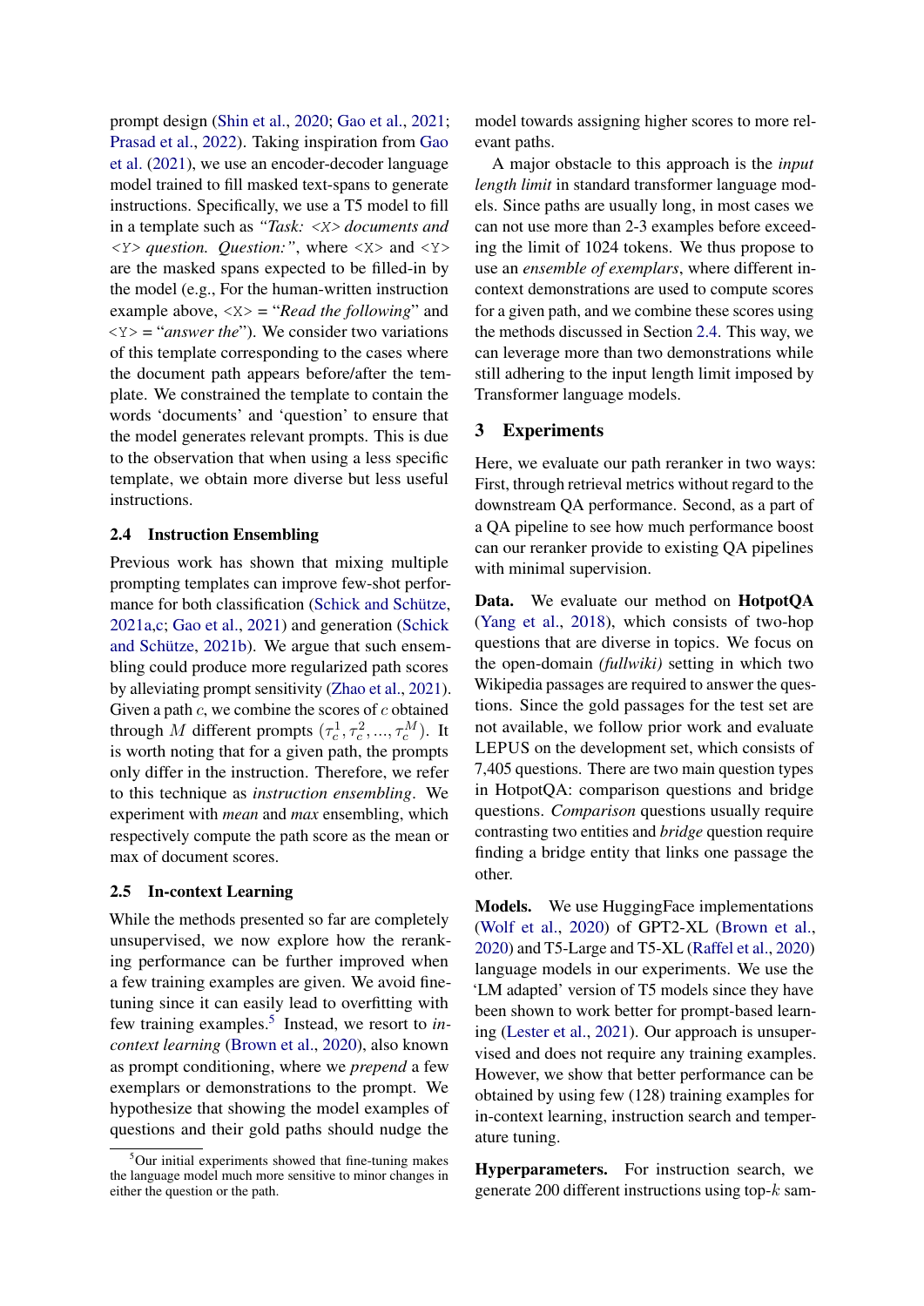prompt design (Shin et al., 2020; Gao et al., 2021; Prasad et al., 2022). Taking inspiration from Gao et al. (2021), we use an encoder-decoder language model trained to fill masked text-spans to generate instructions. Specifically, we use a T5 model to fill in a template such as *"Task: <X> documents and <Y> question. Question:"*, where <X> and <Y> are the masked spans expected to be filled-in by the model (e.g., For the human-written instruction example above, <X> = "*Read the following*" and <Y> = "*answer the*"). We consider two variations of this template corresponding to the cases where the document path appears before/after the template. We constrained the template to contain the words 'documents' and 'question' to ensure that the model generates relevant prompts. This is due to the observation that when using a less specific template, we obtain more diverse but less useful instructions.

### 2.4 Instruction Ensembling

Previous work has shown that mixing multiple prompting templates can improve few-shot performance for both classification (Schick and Schütze, 2021a,c; Gao et al., 2021) and generation (Schick and Schütze, 2021b). We argue that such ensembling could produce more regularized path scores by alleviating prompt sensitivity (Zhao et al., 2021). Given a path $c$, we combine the scores of $c$ obtained through $M$ different prompts $(\tau_c^1, \tau_c^2, ..., \tau_c^M)$. It is worth noting that for a given path, the prompts only differ in the instruction. Therefore, we refer to this technique as *instruction ensembling*. We experiment with *mean* and *max* ensembling, which respectively compute the path score as the mean or max of document scores.

### 2.5 In-context Learning

While the methods presented so far are completely unsupervised, we now explore how the reranking performance can be further improved when a few training examples are given. We avoid fine-tuning since it can easily lead to overfitting with few training examples.[5] Instead, we resort to *in-context learning* (Brown et al., 2020), also known as prompt conditioning, where we *prepend* a few exemplars or demonstrations to the prompt. We hypothesize that showing the model examples of questions and their gold paths should nudge the model towards assigning higher scores to more relevant paths.

A major obstacle to this approach is the *input length limit* in standard transformer language models. Since paths are usually long, in most cases we can not use more than 2-3 examples before exceeding the limit of 1024 tokens. We thus propose to use an *ensemble of exemplars*, where different in-context demonstrations are used to compute scores for a given path, and we combine these scores using the methods discussed in Section 2.4. This way, we can leverage more than two demonstrations while still adhering to the input length limit imposed by Transformer language models.

## 3 Experiments

Here, we evaluate our path reranker in two ways: First, through retrieval metrics without regard to the downstream QA performance. Second, as a part of a QA pipeline to see how much performance boost can our reranker provide to existing QA pipelines with minimal supervision.

**Data.** We evaluate our method on **HotpotQA** (Yang et al., 2018), which consists of two-hop questions that are diverse in topics. We focus on the open-domain *(fullwiki)* setting in which two Wikipedia passages are required to answer the questions. Since the gold passages for the test set are not available, we follow prior work and evaluate LEPUS on the development set, which consists of 7,405 questions. There are two main question types in HotpotQA: comparison questions and bridge questions. *Comparison* questions usually require contrasting two entities and *bridge* question require finding a bridge entity that links one passage the other.

**Models.** We use HuggingFace implementations (Wolf et al., 2020) of GPT2-XL (Brown et al., 2020) and T5-Large and T5-XL (Raffel et al., 2020) language models in our experiments. We use the 'LM adapted' version of T5 models since they have been shown to work better for prompt-based learning (Lester et al., 2021). Our approach is unsupervised and does not require any training examples. However, we show that better performance can be obtained by using few (128) training examples for in-context learning, instruction search and temperature tuning.

**Hyperparameters.** For instruction search, we generate 200 different instructions using top-$k$ sam-

[5]Our initial experiments showed that fine-tuning makes the language model much more sensitive to minor changes in either the question or the path.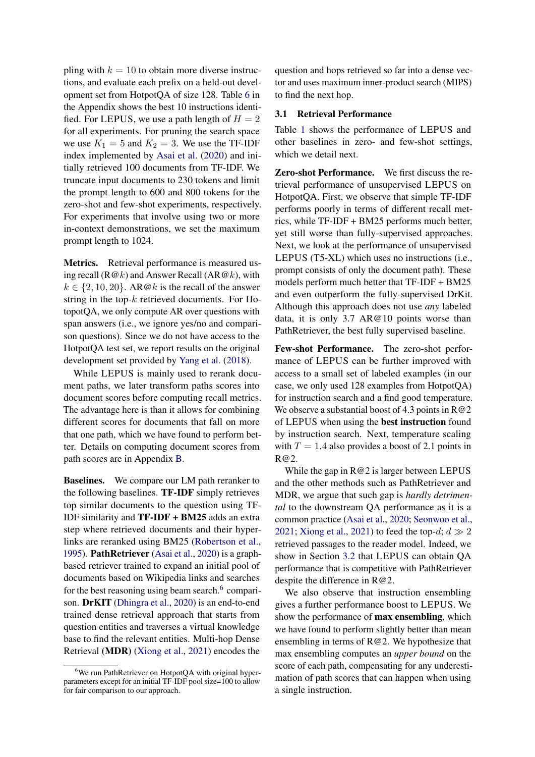pling with $k = 10$ to obtain more diverse instructions, and evaluate each prefix on a held-out development set from HotpotQA of size 128. Table 6 in the Appendix shows the best 10 instructions identified. For LEPUS, we use a path length of $H = 2$ for all experiments. For pruning the search space we use $K_1 = 5$ and $K_2 = 3$. We use the TF-IDF index implemented by Asai et al. (2020) and initially retrieved 100 documents from TF-IDF. We truncate input documents to 230 tokens and limit the prompt length to 600 and 800 tokens for the zero-shot and few-shot experiments, respectively. For experiments that involve using two or more in-context demonstrations, we set the maximum prompt length to 1024.

**Metrics.** Retrieval performance is measured using recall (R@$k$) and Answer Recall (AR@$k$), with $k \in \{2, 10, 20\}$. AR@$k$ is the recall of the answer string in the top-$k$ retrieved documents. For HotpotQA, we only compute AR over questions with span answers (i.e., we ignore yes/no and comparison questions). Since we do not have access to the HotpotQA test set, we report results on the original development set provided by Yang et al. (2018).

While LEPUS is mainly used to rerank document paths, we later transform paths scores into document scores before computing recall metrics. The advantage here is than it allows for combining different scores for documents that fall on more that one path, which we have found to perform better. Details on computing document scores from path scores are in Appendix B.

**Baselines.** We compare our LM path reranker to the following baselines. **TF-IDF** simply retrieves top similar documents to the question using TF-IDF similarity and **TF-IDF + BM25** adds an extra step where retrieved documents and their hyperlinks are reranked using BM25 (Robertson et al., 1995). **PathRetriever** (Asai et al., 2020) is a graph-based retriever trained to expand an initial pool of documents based on Wikipedia links and searches for the best reasoning using beam search.[6] comparison. **DrKIT** (Dhingra et al., 2020) is an end-to-end trained dense retrieval approach that starts from question entities and traverses a virtual knowledge base to find the relevant entities. Multi-hop Dense Retrieval **(MDR)** (Xiong et al., 2021) encodes the question and hops retrieved so far into a dense vector and uses maximum inner-product search (MIPS) to find the next hop.

[6]We run PathRetriever on HotpotQA with original hyperparameters except for an initial TF-IDF pool size=100 to allow for fair comparison to our approach.

### 3.1 Retrieval Performance

Table 1 shows the performance of LEPUS and other baselines in zero- and few-shot settings, which we detail next.

**Zero-shot Performance.** We first discuss the retrieval performance of unsupervised LEPUS on HotpotQA. First, we observe that simple TF-IDF performs poorly in terms of different recall metrics, while TF-IDF + BM25 performs much better, yet still worse than fully-supervised approaches. Next, we look at the performance of unsupervised LEPUS (T5-XL) which uses no instructions (i.e., prompt consists of only the document path). These models perform much better that TF-IDF + BM25 and even outperform the fully-supervised DrKit. Although this approach does not use *any* labeled data, it is only 3.7 AR@10 points worse than PathRetriever, the best fully supervised baseline.

**Few-shot Performance.** The zero-shot performance of LEPUS can be further improved with access to a small set of labeled examples (in our case, we only used 128 examples from HotpotQA) for instruction search and a find good temperature. We observe a substantial boost of 4.3 points in R@2 of LEPUS when using the **best instruction** found by instruction search. Next, temperature scaling with $T = 1.4$ also provides a boost of 2.1 points in R@2.

While the gap in R@2 is larger between LEPUS and the other methods such as PathRetriever and MDR, we argue that such gap is *hardly detrimental* to the downstream QA performance as it is a common practice (Asai et al., 2020; Seonwoo et al., 2021; Xiong et al., 2021) to feed the top-$d$; $d \gg 2$ retrieved passages to the reader model. Indeed, we show in Section 3.2 that LEPUS can obtain QA performance that is competitive with PathRetriever despite the difference in R@2.

We also observe that instruction ensembling gives a further performance boost to LEPUS. We show the performance of **max ensembling**, which we have found to perform slightly better than mean ensembling in terms of R@2. We hypothesize that max ensembling computes an *upper bound* on the score of each path, compensating for any underestimation of path scores that can happen when using a single instruction.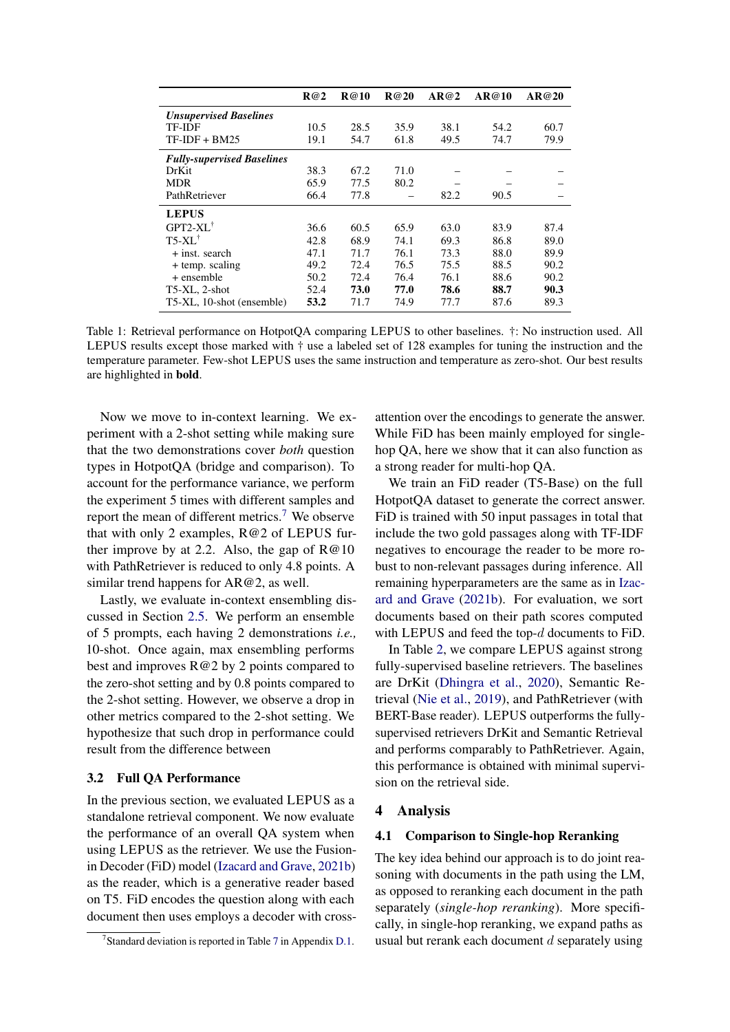|  | R@2 | R@10 | R@20 | AR@2 | AR@10 | AR@20 |
|---|---|---|---|---|---|---|
| ***Unsupervised Baselines*** |  |  |  |  |  |  |
| TF-IDF | 10.5 | 28.5 | 35.9 | 38.1 | 54.2 | 60.7 |
| TF-IDF + BM25 | 19.1 | 54.7 | 61.8 | 49.5 | 74.7 | 79.9 |
| ***Fully-supervised Baselines*** |  |  |  |  |  |  |
| DrKit | 38.3 | 67.2 | 71.0 | – | – | – |
| MDR | 65.9 | 77.5 | 80.2 | – | – | – |
| PathRetriever | 66.4 | 77.8 | – | 82.2 | 90.5 | – |
| **LEPUS** |  |  |  |  |  |  |
| GPT2-XL† | 36.6 | 60.5 | 65.9 | 63.0 | 83.9 | 87.4 |
| T5-XL† | 42.8 | 68.9 | 74.1 | 69.3 | 86.8 | 89.0 |
| + inst. search | 47.1 | 71.7 | 76.1 | 73.3 | 88.0 | 89.9 |
| + temp. scaling | 49.2 | 72.4 | 76.5 | 75.5 | 88.5 | 90.2 |
| + ensemble | 50.2 | 72.4 | 76.4 | 76.1 | 88.6 | 90.2 |
| T5-XL, 2-shot | 52.4 | **73.0** | **77.0** | **78.6** | **88.7** | **90.3** |
| T5-XL, 10-shot (ensemble) | **53.2** | 71.7 | 74.9 | 77.7 | 87.6 | 89.3 |

Table 1: Retrieval performance on HotpotQA comparing LEPUS to other baselines. †: No instruction used. All LEPUS results except those marked with † use a labeled set of 128 examples for tuning the instruction and the temperature parameter. Few-shot LEPUS uses the same instruction and temperature as zero-shot. Our best results are highlighted in **bold**.

Now we move to in-context learning. We experiment with a 2-shot setting while making sure that the two demonstrations cover *both* question types in HotpotQA (bridge and comparison). To account for the performance variance, we perform the experiment 5 times with different samples and report the mean of different metrics.[7] We observe that with only 2 examples, R@2 of LEPUS further improve by at 2.2. Also, the gap of R@10 with PathRetriever is reduced to only 4.8 points. A similar trend happens for AR@2, as well.

Lastly, we evaluate in-context ensembling discussed in Section 2.5. We perform an ensemble of 5 prompts, each having 2 demonstrations *i.e.,* 10-shot. Once again, max ensembling performs best and improves R@2 by 2 points compared to the zero-shot setting and by 0.8 points compared to the 2-shot setting. However, we observe a drop in other metrics compared to the 2-shot setting. We hypothesize that such drop in performance could result from the difference between

### 3.2 Full QA Performance

In the previous section, we evaluated LEPUS as a standalone retrieval component. We now evaluate the performance of an overall QA system when using LEPUS as the retriever. We use the Fusion-in Decoder (FiD) model (Izacard and Grave, 2021b) as the reader, which is a generative reader based on T5. FiD encodes the question along with each document then uses employs a decoder with cross-attention over the encodings to generate the answer. While FiD has been mainly employed for single-hop QA, here we show that it can also function as a strong reader for multi-hop QA.

We train an FiD reader (T5-Base) on the full HotpotQA dataset to generate the correct answer. FiD is trained with 50 input passages in total that include the two gold passages along with TF-IDF negatives to encourage the reader to be more robust to non-relevant passages during inference. All remaining hyperparameters are the same as in Izacard and Grave (2021b). For evaluation, we sort documents based on their path scores computed with LEPUS and feed the top-$d$ documents to FiD.

In Table 2, we compare LEPUS against strong fully-supervised baseline retrievers. The baselines are DrKit (Dhingra et al., 2020), Semantic Retrieval (Nie et al., 2019), and PathRetriever (with BERT-Base reader). LEPUS outperforms the fully-supervised retrievers DrKit and Semantic Retrieval and performs comparably to PathRetriever. Again, this performance is obtained with minimal supervision on the retrieval side.

## 4 Analysis

### 4.1 Comparison to Single-hop Reranking

The key idea behind our approach is to do joint reasoning with documents in the path using the LM, as opposed to reranking each document in the path separately (*single-hop reranking*). More specifically, in single-hop reranking, we expand paths as usual but rerank each document $d$ separately using

[7] Standard deviation is reported in Table 7 in Appendix D.1.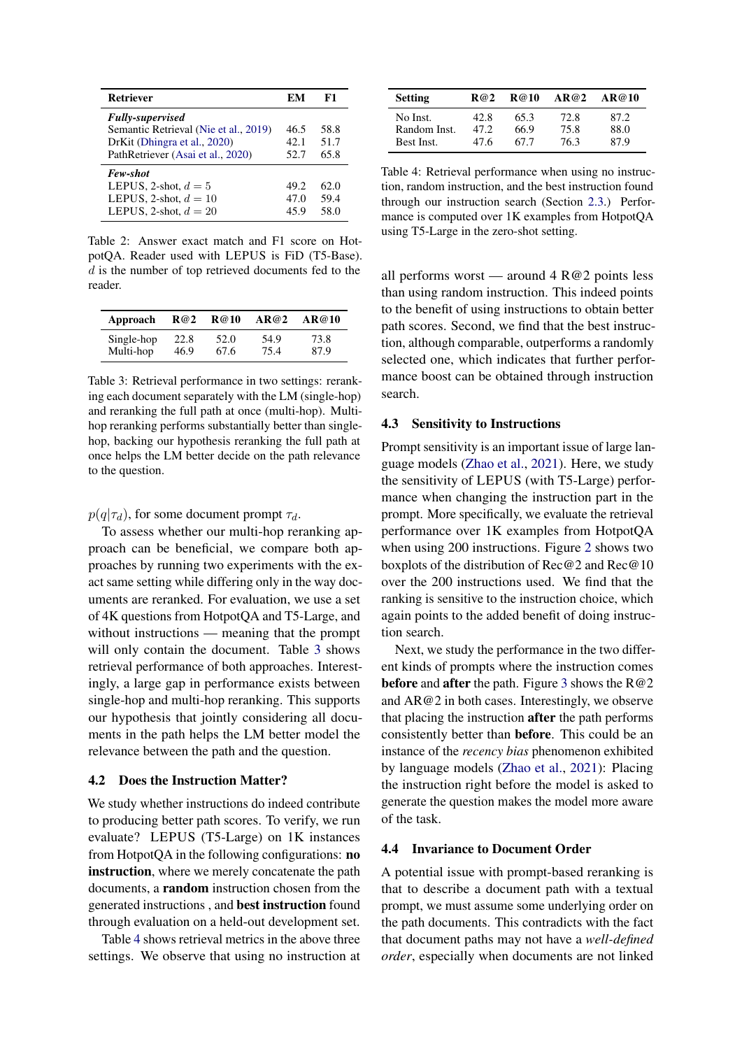| Retriever | EM | F1 |
|---|---|---|
| ***Fully-supervised*** | | |
| Semantic Retrieval (Nie et al., 2019) | 46.5 | 58.8 |
| DrKit (Dhingra et al., 2020) | 42.1 | 51.7 |
| PathRetriever (Asai et al., 2020) | 52.7 | 65.8 |
| ***Few-shot*** | | |
| LEPUS, 2-shot, $d = 5$ | 49.2 | 62.0 |
| LEPUS, 2-shot, $d = 10$ | 47.0 | 59.4 |
| LEPUS, 2-shot, $d = 20$ | 45.9 | 58.0 |

Table 2: Answer exact match and F1 score on HotpotQA. Reader used with LEPUS is FiD (T5-Base). $d$ is the number of top retrieved documents fed to the reader.

| Approach | R@2 | R@10 | AR@2 | AR@10 |
|---|---|---|---|---|
| Single-hop | 22.8 | 52.0 | 54.9 | 73.8 |
| Multi-hop | 46.9 | 67.6 | 75.4 | 87.9 |

Table 3: Retrieval performance in two settings: reranking each document separately with the LM (single-hop) and reranking the full path at once (multi-hop). Multi-hop reranking performs substantially better than single-hop, backing our hypothesis reranking the full path at once helps the LM better decide on the path relevance to the question.

$p(q|\tau_d)$, for some document prompt $\tau_d$.

To assess whether our multi-hop reranking approach can be beneficial, we compare both approaches by running two experiments with the exact same setting while differing only in the way documents are reranked. For evaluation, we use a set of 4K questions from HotpotQA and T5-Large, and without instructions — meaning that the prompt will only contain the document. Table 3 shows retrieval performance of both approaches. Interestingly, a large gap in performance exists between single-hop and multi-hop reranking. This supports our hypothesis that jointly considering all documents in the path helps the LM better model the relevance between the path and the question.

## 4.2 Does the Instruction Matter?

We study whether instructions do indeed contribute to producing better path scores. To verify, we run evaluate? LEPUS (T5-Large) on 1K instances from HotpotQA in the following configurations: **no instruction**, where we merely concatenate the path documents, a **random** instruction chosen from the generated instructions , and **best instruction** found through evaluation on a held-out development set.

Table 4 shows retrieval metrics in the above three settings. We observe that using no instruction at all performs worst — around 4 R@2 points less than using random instruction. This indeed points to the benefit of using instructions to obtain better path scores. Second, we find that the best instruction, although comparable, outperforms a randomly selected one, which indicates that further performance boost can be obtained through instruction search.

| Setting | R@2 | R@10 | AR@2 | AR@10 |
|---|---|---|---|---|
| No Inst. | 42.8 | 65.3 | 72.8 | 87.2 |
| Random Inst. | 47.2 | 66.9 | 75.8 | 88.0 |
| Best Inst. | 47.6 | 67.7 | 76.3 | 87.9 |

Table 4: Retrieval performance when using no instruction, random instruction, and the best instruction found through our instruction search (Section 2.3.) Performance is computed over 1K examples from HotpotQA using T5-Large in the zero-shot setting.

## 4.3 Sensitivity to Instructions

Prompt sensitivity is an important issue of large language models (Zhao et al., 2021). Here, we study the sensitivity of LEPUS (with T5-Large) performance when changing the instruction part in the prompt. More specifically, we evaluate the retrieval performance over 1K examples from HotpotQA when using 200 instructions. Figure 2 shows two boxplots of the distribution of Rec@2 and Rec@10 over the 200 instructions used. We find that the ranking is sensitive to the instruction choice, which again points to the added benefit of doing instruction search.

Next, we study the performance in the two different kinds of prompts where the instruction comes **before** and **after** the path. Figure 3 shows the R@2 and AR@2 in both cases. Interestingly, we observe that placing the instruction **after** the path performs consistently better than **before**. This could be an instance of the *recency bias* phenomenon exhibited by language models (Zhao et al., 2021): Placing the instruction right before the model is asked to generate the question makes the model more aware of the task.

## 4.4 Invariance to Document Order

A potential issue with prompt-based reranking is that to describe a document path with a textual prompt, we must assume some underlying order on the path documents. This contradicts with the fact that document paths may not have a *well-defined order*, especially when documents are not linked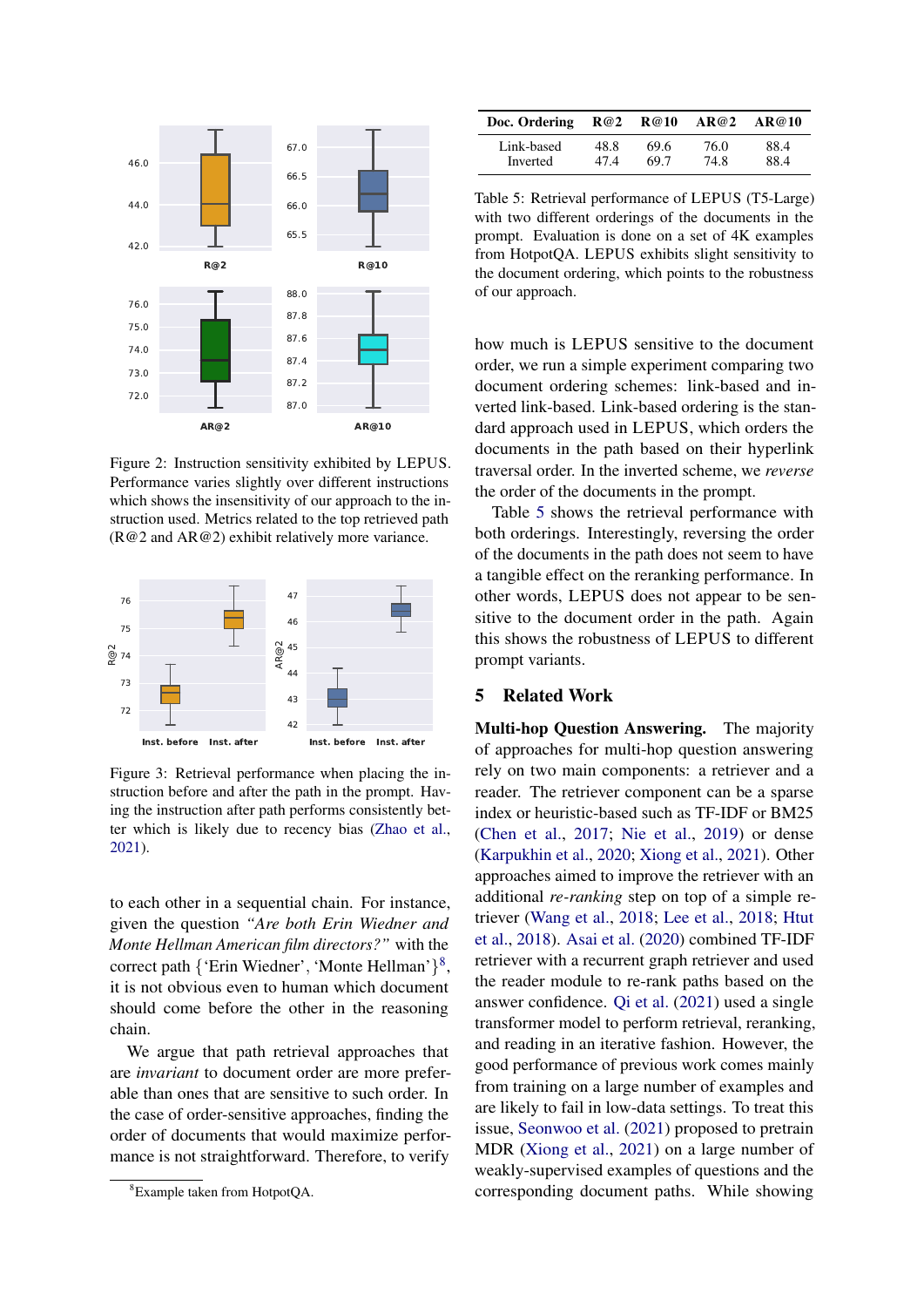Figure 2: Instruction sensitivity exhibited by LEPUS. Performance varies slightly over different instructions which shows the insensitivity of our approach to the instruction used. Metrics related to the top retrieved path (R@2 and AR@2) exhibit relatively more variance.

Figure 3: Retrieval performance when placing the instruction before and after the path in the prompt. Having the instruction after path performs consistently better which is likely due to recency bias (Zhao et al., 2021).

to each other in a sequential chain. For instance, given the question *"Are both Erin Wiedner and Monte Hellman American film directors?"* with the correct path {'Erin Wiedner', 'Monte Hellman'}[8], it is not obvious even to human which document should come before the other in the reasoning chain.

We argue that path retrieval approaches that are *invariant* to document order are more preferable than ones that are sensitive to such order. In the case of order-sensitive approaches, finding the order of documents that would maximize performance is not straightforward. Therefore, to verify how much is LEPUS sensitive to the document order, we run a simple experiment comparing two document ordering schemes: link-based and inverted link-based. Link-based ordering is the standard approach used in LEPUS, which orders the documents in the path based on their hyperlink traversal order. In the inverted scheme, we *reverse* the order of the documents in the prompt.

| Doc. Ordering | R@2 | R@10 | AR@2 | AR@10 |
|---|---|---|---|---|
| Link-based | 48.8 | 69.6 | 76.0 | 88.4 |
| Inverted | 47.4 | 69.7 | 74.8 | 88.4 |

Table 5: Retrieval performance of LEPUS (T5-Large) with two different orderings of the documents in the prompt. Evaluation is done on a set of 4K examples from HotpotQA. LEPUS exhibits slight sensitivity to the document ordering, which points to the robustness of our approach.

Table 5 shows the retrieval performance with both orderings. Interestingly, reversing the order of the documents in the path does not seem to have a tangible effect on the reranking performance. In other words, LEPUS does not appear to be sensitive to the document order in the path. Again this shows the robustness of LEPUS to different prompt variants.

## 5 Related Work

**Multi-hop Question Answering.** The majority of approaches for multi-hop question answering rely on two main components: a retriever and a reader. The retriever component can be a sparse index or heuristic-based such as TF-IDF or BM25 (Chen et al., 2017; Nie et al., 2019) or dense (Karpukhin et al., 2020; Xiong et al., 2021). Other approaches aimed to improve the retriever with an additional *re-ranking* step on top of a simple retriever (Wang et al., 2018; Lee et al., 2018; Htut et al., 2018). Asai et al. (2020) combined TF-IDF retriever with a recurrent graph retriever and used the reader module to re-rank paths based on the answer confidence. Qi et al. (2021) used a single transformer model to perform retrieval, reranking, and reading in an iterative fashion. However, the good performance of previous work comes mainly from training on a large number of examples and are likely to fail in low-data settings. To treat this issue, Seonwoo et al. (2021) proposed to pretrain MDR (Xiong et al., 2021) on a large number of weakly-supervised examples of questions and the corresponding document paths. While showing

[8] Example taken from HotpotQA.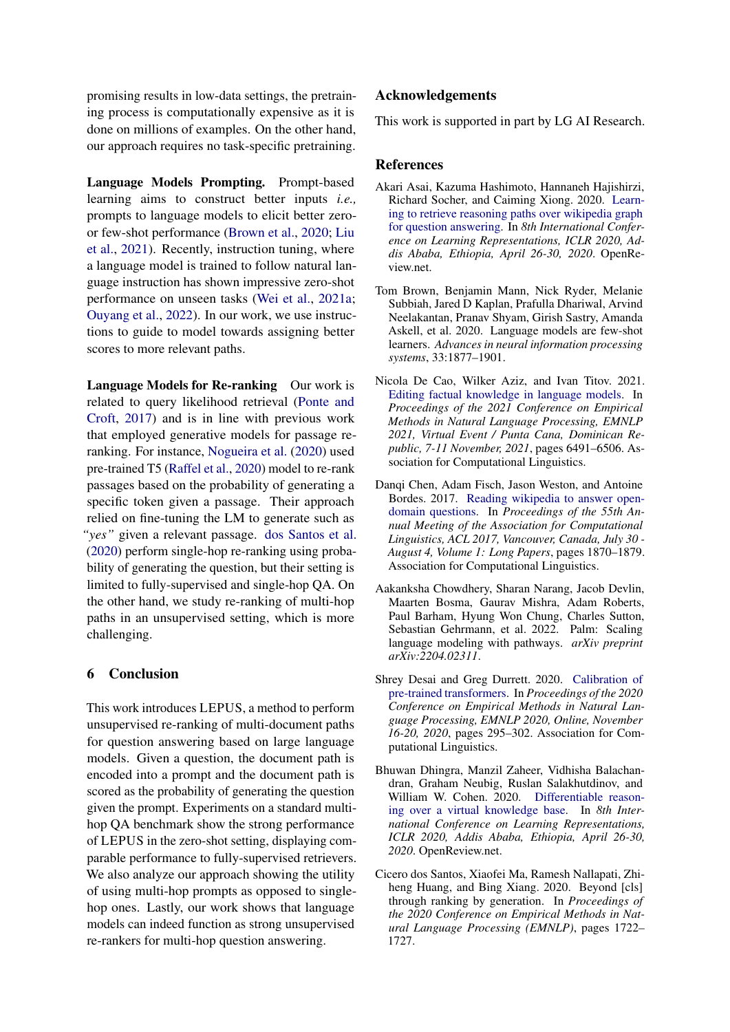promising results in low-data settings, the pretraining process is computationally expensive as it is done on millions of examples. On the other hand, our approach requires no task-specific pretraining.

**Language Models Prompting.** Prompt-based learning aims to construct better inputs *i.e.,* prompts to language models to elicit better zero- or few-shot performance (Brown et al., 2020; Liu et al., 2021). Recently, instruction tuning, where a language model is trained to follow natural language instruction has shown impressive zero-shot performance on unseen tasks (Wei et al., 2021a; Ouyang et al., 2022). In our work, we use instructions to guide to model towards assigning better scores to more relevant paths.

**Language Models for Re-ranking** Our work is related to query likelihood retrieval (Ponte and Croft, 2017) and is in line with previous work that employed generative models for passage re-ranking. For instance, Nogueira et al. (2020) used pre-trained T5 (Raffel et al., 2020) model to re-rank passages based on the probability of generating a specific token given a passage. Their approach relied on fine-tuning the LM to generate such as *"yes"* given a relevant passage. dos Santos et al. (2020) perform single-hop re-ranking using probability of generating the question, but their setting is limited to fully-supervised and single-hop QA. On the other hand, we study re-ranking of multi-hop paths in an unsupervised setting, which is more challenging.

## 6 Conclusion

This work introduces LEPUS, a method to perform unsupervised re-ranking of multi-document paths for question answering based on large language models. Given a question, the document path is encoded into a prompt and the document path is scored as the probability of generating the question given the prompt. Experiments on a standard multi-hop QA benchmark show the strong performance of LEPUS in the zero-shot setting, displaying comparable performance to fully-supervised retrievers. We also analyze our approach showing the utility of using multi-hop prompts as opposed to single-hop ones. Lastly, our work shows that language models can indeed function as strong unsupervised re-rankers for multi-hop question answering.

## Acknowledgements

This work is supported in part by LG AI Research.

## References

Akari Asai, Kazuma Hashimoto, Hannaneh Hajishirzi, Richard Socher, and Caiming Xiong. 2020. Learning to retrieve reasoning paths over wikipedia graph for question answering. In *8th International Conference on Learning Representations, ICLR 2020, Addis Ababa, Ethiopia, April 26-30, 2020*. OpenReview.net.

Tom Brown, Benjamin Mann, Nick Ryder, Melanie Subbiah, Jared D Kaplan, Prafulla Dhariwal, Arvind Neelakantan, Pranav Shyam, Girish Sastry, Amanda Askell, et al. 2020. Language models are few-shot learners. *Advances in neural information processing systems*, 33:1877–1901.

Nicola De Cao, Wilker Aziz, and Ivan Titov. 2021. Editing factual knowledge in language models. In *Proceedings of the 2021 Conference on Empirical Methods in Natural Language Processing, EMNLP 2021, Virtual Event / Punta Cana, Dominican Republic, 7-11 November, 2021*, pages 6491–6506. Association for Computational Linguistics.

Danqi Chen, Adam Fisch, Jason Weston, and Antoine Bordes. 2017. Reading wikipedia to answer open-domain questions. In *Proceedings of the 55th Annual Meeting of the Association for Computational Linguistics, ACL 2017, Vancouver, Canada, July 30 - August 4, Volume 1: Long Papers*, pages 1870–1879. Association for Computational Linguistics.

Aakanksha Chowdhery, Sharan Narang, Jacob Devlin, Maarten Bosma, Gaurav Mishra, Adam Roberts, Paul Barham, Hyung Won Chung, Charles Sutton, Sebastian Gehrmann, et al. 2022. Palm: Scaling language modeling with pathways. *arXiv preprint arXiv:2204.02311*.

Shrey Desai and Greg Durrett. 2020. Calibration of pre-trained transformers. In *Proceedings of the 2020 Conference on Empirical Methods in Natural Language Processing, EMNLP 2020, Online, November 16-20, 2020*, pages 295–302. Association for Computational Linguistics.

Bhuwan Dhingra, Manzil Zaheer, Vidhisha Balachandran, Graham Neubig, Ruslan Salakhutdinov, and William W. Cohen. 2020. Differentiable reasoning over a virtual knowledge base. In *8th International Conference on Learning Representations, ICLR 2020, Addis Ababa, Ethiopia, April 26-30, 2020*. OpenReview.net.

Cicero dos Santos, Xiaofei Ma, Ramesh Nallapati, Zhiheng Huang, and Bing Xiang. 2020. Beyond [cls] through ranking by generation. In *Proceedings of the 2020 Conference on Empirical Methods in Natural Language Processing (EMNLP)*, pages 1722–1727.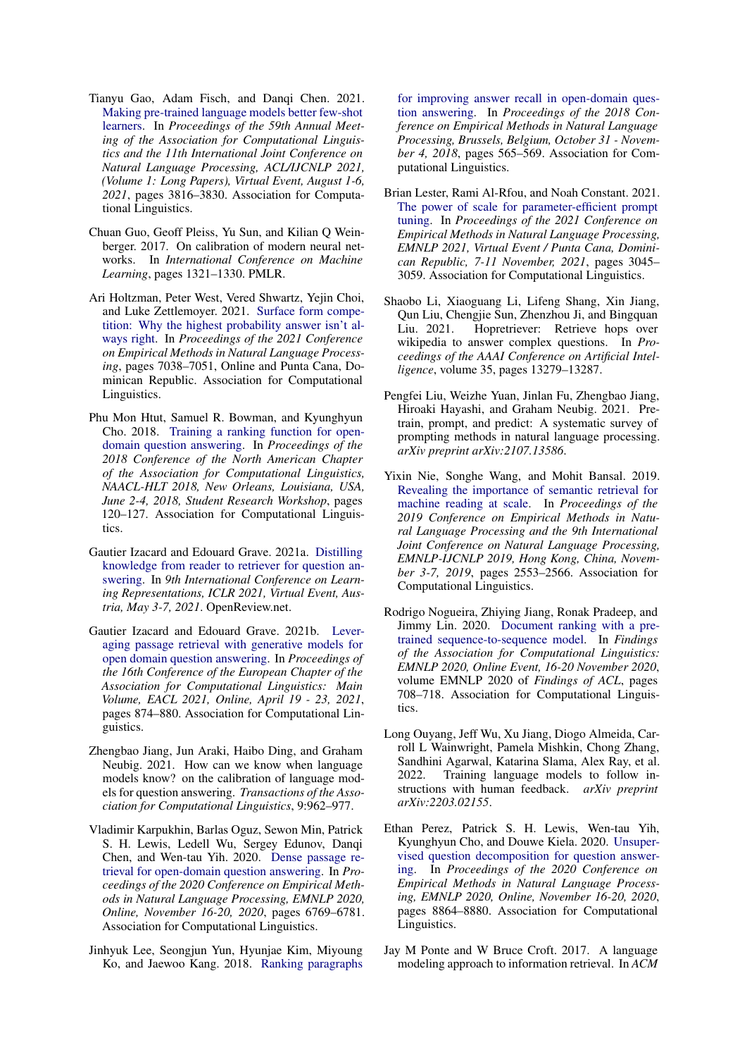Tianyu Gao, Adam Fisch, and Danqi Chen. 2021. Making pre-trained language models better few-shot learners. In *Proceedings of the 59th Annual Meeting of the Association for Computational Linguistics and the 11th International Joint Conference on Natural Language Processing, ACL/IJCNLP 2021, (Volume 1: Long Papers), Virtual Event, August 1-6, 2021*, pages 3816–3830. Association for Computational Linguistics.

Chuan Guo, Geoff Pleiss, Yu Sun, and Kilian Q Weinberger. 2017. On calibration of modern neural networks. In *International Conference on Machine Learning*, pages 1321–1330. PMLR.

Ari Holtzman, Peter West, Vered Shwartz, Yejin Choi, and Luke Zettlemoyer. 2021. Surface form competition: Why the highest probability answer isn't always right. In *Proceedings of the 2021 Conference on Empirical Methods in Natural Language Processing*, pages 7038–7051, Online and Punta Cana, Dominican Republic. Association for Computational Linguistics.

Phu Mon Htut, Samuel R. Bowman, and Kyunghyun Cho. 2018. Training a ranking function for open-domain question answering. In *Proceedings of the 2018 Conference of the North American Chapter of the Association for Computational Linguistics, NAACL-HLT 2018, New Orleans, Louisiana, USA, June 2-4, 2018, Student Research Workshop*, pages 120–127. Association for Computational Linguistics.

Gautier Izacard and Edouard Grave. 2021a. Distilling knowledge from reader to retriever for question answering. In *9th International Conference on Learning Representations, ICLR 2021, Virtual Event, Austria, May 3-7, 2021*. OpenReview.net.

Gautier Izacard and Edouard Grave. 2021b. Leveraging passage retrieval with generative models for open domain question answering. In *Proceedings of the 16th Conference of the European Chapter of the Association for Computational Linguistics: Main Volume, EACL 2021, Online, April 19 - 23, 2021*, pages 874–880. Association for Computational Linguistics.

Zhengbao Jiang, Jun Araki, Haibo Ding, and Graham Neubig. 2021. How can we know when language models know? on the calibration of language models for question answering. *Transactions of the Association for Computational Linguistics*, 9:962–977.

Vladimir Karpukhin, Barlas Oguz, Sewon Min, Patrick S. H. Lewis, Ledell Wu, Sergey Edunov, Danqi Chen, and Wen-tau Yih. 2020. Dense passage retrieval for open-domain question answering. In *Proceedings of the 2020 Conference on Empirical Methods in Natural Language Processing, EMNLP 2020, Online, November 16-20, 2020*, pages 6769–6781. Association for Computational Linguistics.

Jinhyuk Lee, Seongjun Yun, Hyunjae Kim, Miyoung Ko, and Jaewoo Kang. 2018. Ranking paragraphs for improving answer recall in open-domain question answering. In *Proceedings of the 2018 Conference on Empirical Methods in Natural Language Processing, Brussels, Belgium, October 31 - November 4, 2018*, pages 565–569. Association for Computational Linguistics.

Brian Lester, Rami Al-Rfou, and Noah Constant. 2021. The power of scale for parameter-efficient prompt tuning. In *Proceedings of the 2021 Conference on Empirical Methods in Natural Language Processing, EMNLP 2021, Virtual Event / Punta Cana, Dominican Republic, 7-11 November, 2021*, pages 3045–3059. Association for Computational Linguistics.

Shaobo Li, Xiaoguang Li, Lifeng Shang, Xin Jiang, Qun Liu, Chengjie Sun, Zhenzhou Ji, and Bingquan Liu. 2021. Hopretriever: Retrieve hops over wikipedia to answer complex questions. In *Proceedings of the AAAI Conference on Artificial Intelligence*, volume 35, pages 13279–13287.

Pengfei Liu, Weizhe Yuan, Jinlan Fu, Zhengbao Jiang, Hiroaki Hayashi, and Graham Neubig. 2021. Pre-train, prompt, and predict: A systematic survey of prompting methods in natural language processing. *arXiv preprint arXiv:2107.13586*.

Yixin Nie, Songhe Wang, and Mohit Bansal. 2019. Revealing the importance of semantic retrieval for machine reading at scale. In *Proceedings of the 2019 Conference on Empirical Methods in Natural Language Processing and the 9th International Joint Conference on Natural Language Processing, EMNLP-IJCNLP 2019, Hong Kong, China, November 3-7, 2019*, pages 2553–2566. Association for Computational Linguistics.

Rodrigo Nogueira, Zhiying Jiang, Ronak Pradeep, and Jimmy Lin. 2020. Document ranking with a pre-trained sequence-to-sequence model. In *Findings of the Association for Computational Linguistics: EMNLP 2020, Online Event, 16-20 November 2020*, volume EMNLP 2020 of *Findings of ACL*, pages 708–718. Association for Computational Linguistics.

Long Ouyang, Jeff Wu, Xu Jiang, Diogo Almeida, Carroll L Wainwright, Pamela Mishkin, Chong Zhang, Sandhini Agarwal, Katarina Slama, Alex Ray, et al. 2022. Training language models to follow instructions with human feedback. *arXiv preprint arXiv:2203.02155*.

Ethan Perez, Patrick S. H. Lewis, Wen-tau Yih, Kyunghyun Cho, and Douwe Kiela. 2020. Unsupervised question decomposition for question answering. In *Proceedings of the 2020 Conference on Empirical Methods in Natural Language Processing, EMNLP 2020, Online, November 16-20, 2020*, pages 8864–8880. Association for Computational Linguistics.

Jay M Ponte and W Bruce Croft. 2017. A language modeling approach to information retrieval. In *ACM*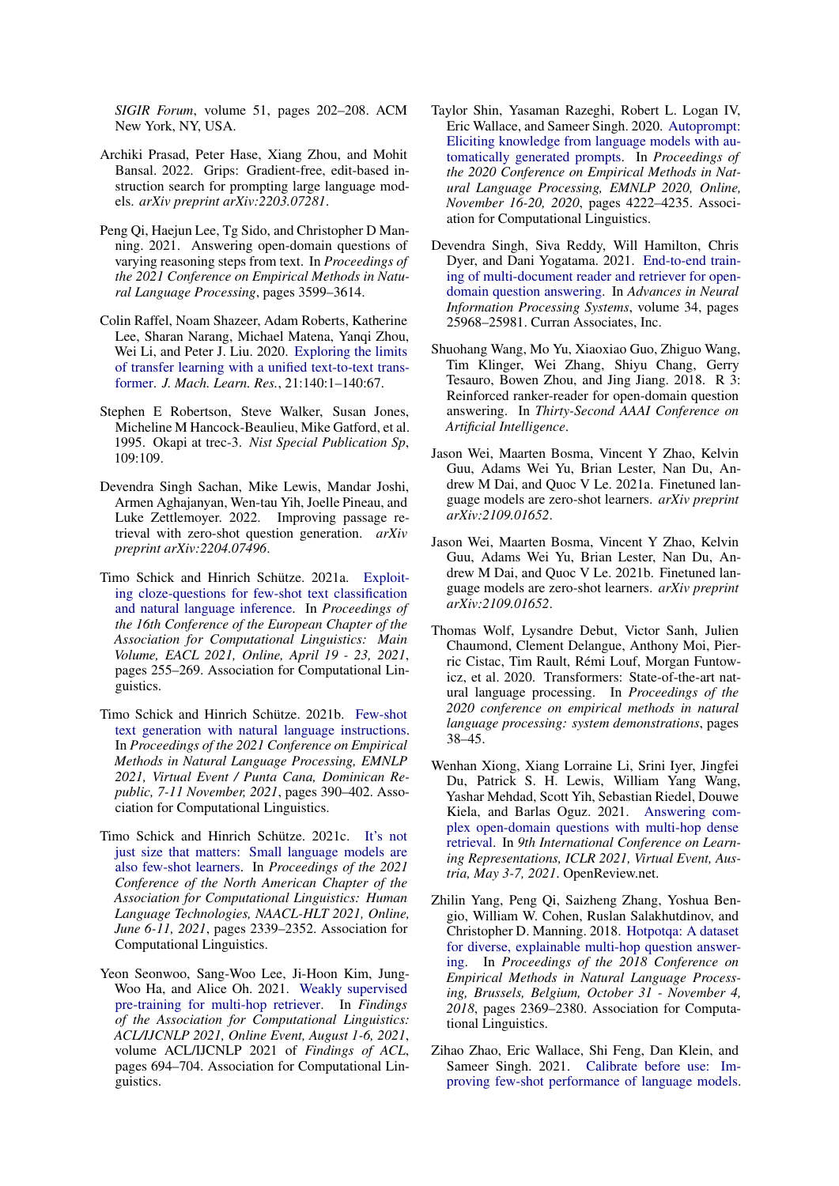*SIGIR Forum*, volume 51, pages 202–208. ACM New York, NY, USA.

Archiki Prasad, Peter Hase, Xiang Zhou, and Mohit Bansal. 2022. Grips: Gradient-free, edit-based instruction search for prompting large language models. *arXiv preprint arXiv:2203.07281*.

Peng Qi, Haejun Lee, Tg Sido, and Christopher D Manning. 2021. Answering open-domain questions of varying reasoning steps from text. In *Proceedings of the 2021 Conference on Empirical Methods in Natural Language Processing*, pages 3599–3614.

Colin Raffel, Noam Shazeer, Adam Roberts, Katherine Lee, Sharan Narang, Michael Matena, Yanqi Zhou, Wei Li, and Peter J. Liu. 2020. Exploring the limits of transfer learning with a unified text-to-text transformer. *J. Mach. Learn. Res.*, 21:140:1–140:67.

Stephen E Robertson, Steve Walker, Susan Jones, Micheline M Hancock-Beaulieu, Mike Gatford, et al. 1995. Okapi at trec-3. *Nist Special Publication Sp*, 109:109.

Devendra Singh Sachan, Mike Lewis, Mandar Joshi, Armen Aghajanyan, Wen-tau Yih, Joelle Pineau, and Luke Zettlemoyer. 2022. Improving passage retrieval with zero-shot question generation. *arXiv preprint arXiv:2204.07496*.

Timo Schick and Hinrich Schütze. 2021a. Exploiting cloze-questions for few-shot text classification and natural language inference. In *Proceedings of the 16th Conference of the European Chapter of the Association for Computational Linguistics: Main Volume, EACL 2021, Online, April 19 - 23, 2021*, pages 255–269. Association for Computational Linguistics.

Timo Schick and Hinrich Schütze. 2021b. Few-shot text generation with natural language instructions. In *Proceedings of the 2021 Conference on Empirical Methods in Natural Language Processing, EMNLP 2021, Virtual Event / Punta Cana, Dominican Republic, 7-11 November, 2021*, pages 390–402. Association for Computational Linguistics.

Timo Schick and Hinrich Schütze. 2021c. It's not just size that matters: Small language models are also few-shot learners. In *Proceedings of the 2021 Conference of the North American Chapter of the Association for Computational Linguistics: Human Language Technologies, NAACL-HLT 2021, Online, June 6-11, 2021*, pages 2339–2352. Association for Computational Linguistics.

Yeon Seonwoo, Sang-Woo Lee, Ji-Hoon Kim, Jung-Woo Ha, and Alice Oh. 2021. Weakly supervised pre-training for multi-hop retriever. In *Findings of the Association for Computational Linguistics: ACL/IJCNLP 2021, Online Event, August 1-6, 2021*, volume ACL/IJCNLP 2021 of *Findings of ACL*, pages 694–704. Association for Computational Linguistics.

Taylor Shin, Yasaman Razeghi, Robert L. Logan IV, Eric Wallace, and Sameer Singh. 2020. Autoprompt: Eliciting knowledge from language models with automatically generated prompts. In *Proceedings of the 2020 Conference on Empirical Methods in Natural Language Processing, EMNLP 2020, Online, November 16-20, 2020*, pages 4222–4235. Association for Computational Linguistics.

Devendra Singh, Siva Reddy, Will Hamilton, Chris Dyer, and Dani Yogatama. 2021. End-to-end training of multi-document reader and retriever for open-domain question answering. In *Advances in Neural Information Processing Systems*, volume 34, pages 25968–25981. Curran Associates, Inc.

Shuohang Wang, Mo Yu, Xiaoxiao Guo, Zhiguo Wang, Tim Klinger, Wei Zhang, Shiyu Chang, Gerry Tesauro, Bowen Zhou, and Jing Jiang. 2018. R 3: Reinforced ranker-reader for open-domain question answering. In *Thirty-Second AAAI Conference on Artificial Intelligence*.

Jason Wei, Maarten Bosma, Vincent Y Zhao, Kelvin Guu, Adams Wei Yu, Brian Lester, Nan Du, Andrew M Dai, and Quoc V Le. 2021a. Finetuned language models are zero-shot learners. *arXiv preprint arXiv:2109.01652*.

Jason Wei, Maarten Bosma, Vincent Y Zhao, Kelvin Guu, Adams Wei Yu, Brian Lester, Nan Du, Andrew M Dai, and Quoc V Le. 2021b. Finetuned language models are zero-shot learners. *arXiv preprint arXiv:2109.01652*.

Thomas Wolf, Lysandre Debut, Victor Sanh, Julien Chaumond, Clement Delangue, Anthony Moi, Pierric Cistac, Tim Rault, Rémi Louf, Morgan Funtowicz, et al. 2020. Transformers: State-of-the-art natural language processing. In *Proceedings of the 2020 conference on empirical methods in natural language processing: system demonstrations*, pages 38–45.

Wenhan Xiong, Xiang Lorraine Li, Srini Iyer, Jingfei Du, Patrick S. H. Lewis, William Yang Wang, Yashar Mehdad, Scott Yih, Sebastian Riedel, Douwe Kiela, and Barlas Oguz. 2021. Answering complex open-domain questions with multi-hop dense retrieval. In *9th International Conference on Learning Representations, ICLR 2021, Virtual Event, Austria, May 3-7, 2021*. OpenReview.net.

Zhilin Yang, Peng Qi, Saizheng Zhang, Yoshua Bengio, William W. Cohen, Ruslan Salakhutdinov, and Christopher D. Manning. 2018. Hotpotqa: A dataset for diverse, explainable multi-hop question answering. In *Proceedings of the 2018 Conference on Empirical Methods in Natural Language Processing, Brussels, Belgium, October 31 - November 4, 2018*, pages 2369–2380. Association for Computational Linguistics.

Zihao Zhao, Eric Wallace, Shi Feng, Dan Klein, and Sameer Singh. 2021. Calibrate before use: Improving few-shot performance of language models.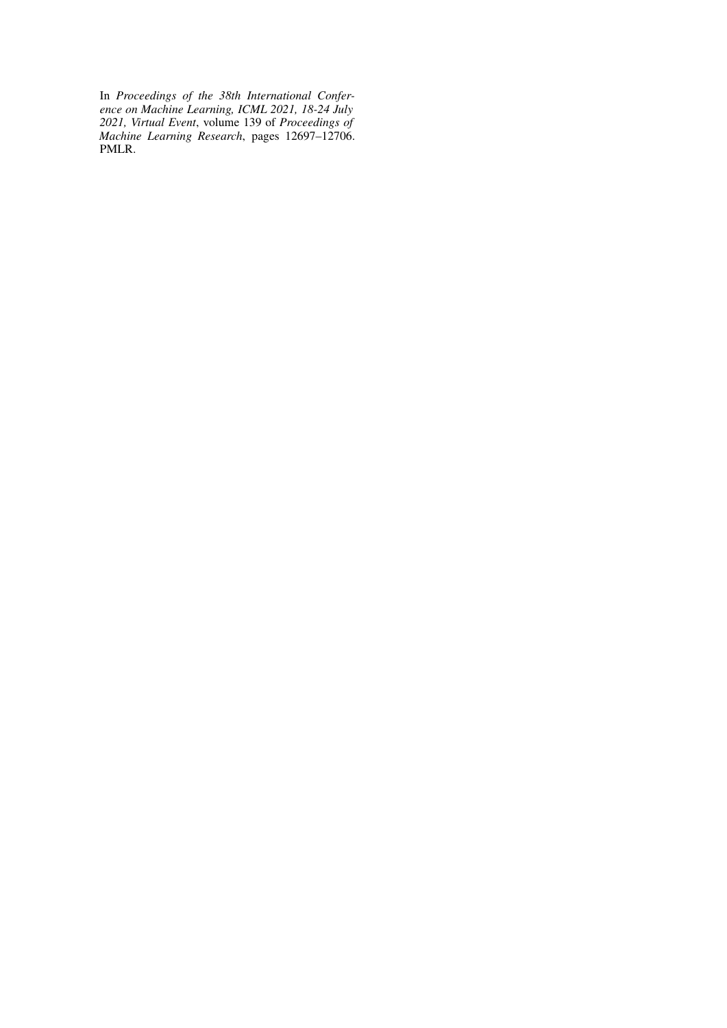In *Proceedings of the 38th International Conference on Machine Learning, ICML 2021, 18-24 July 2021, Virtual Event*, volume 139 of *Proceedings of Machine Learning Research*, pages 12697–12706. PMLR.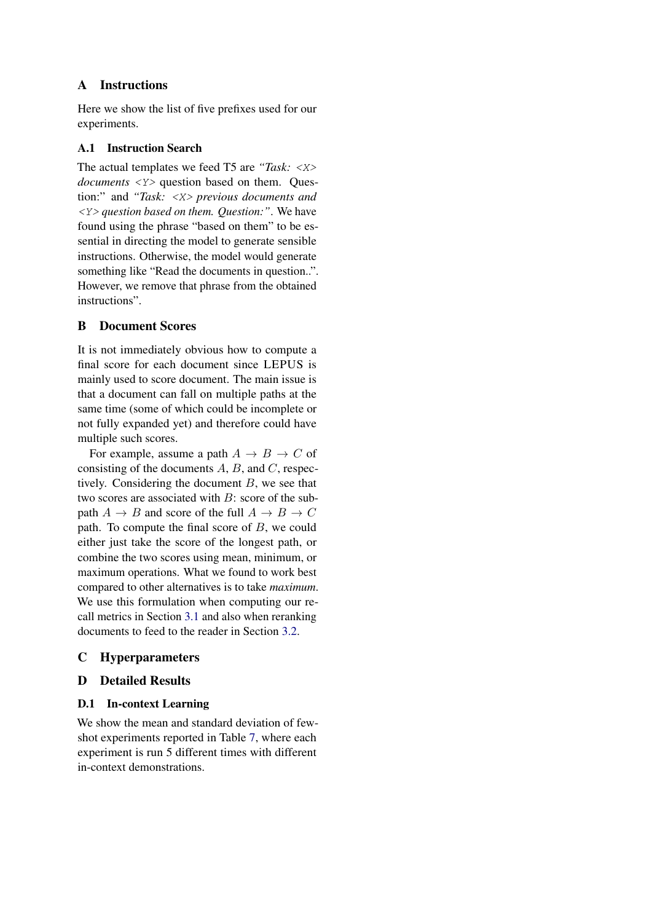## A Instructions

Here we show the list of five prefixes used for our experiments.

### A.1 Instruction Search

The actual templates we feed T5 are *"Task: <X> documents <Y>* question based on them. Question:" and *"Task: <X> previous documents and <Y> question based on them. Question:"*. We have found using the phrase "based on them" to be essential in directing the model to generate sensible instructions. Otherwise, the model would generate something like "Read the documents in question..". However, we remove that phrase from the obtained instructions".

## B Document Scores

It is not immediately obvious how to compute a final score for each document since LEPUS is mainly used to score document. The main issue is that a document can fall on multiple paths at the same time (some of which could be incomplete or not fully expanded yet) and therefore could have multiple such scores.

For example, assume a path $A \rightarrow B \rightarrow C$ of consisting of the documents $A$, $B$, and $C$, respectively. Considering the document $B$, we see that two scores are associated with $B$: score of the subpath $A \rightarrow B$ and score of the full $A \rightarrow B \rightarrow C$ path. To compute the final score of $B$, we could either just take the score of the longest path, or combine the two scores using mean, minimum, or maximum operations. What we found to work best compared to other alternatives is to take *maximum*. We use this formulation when computing our recall metrics in Section 3.1 and also when reranking documents to feed to the reader in Section 3.2.

## C Hyperparameters

## D Detailed Results

### D.1 In-context Learning

We show the mean and standard deviation of few-shot experiments reported in Table 7, where each experiment is run 5 different times with different in-context demonstrations.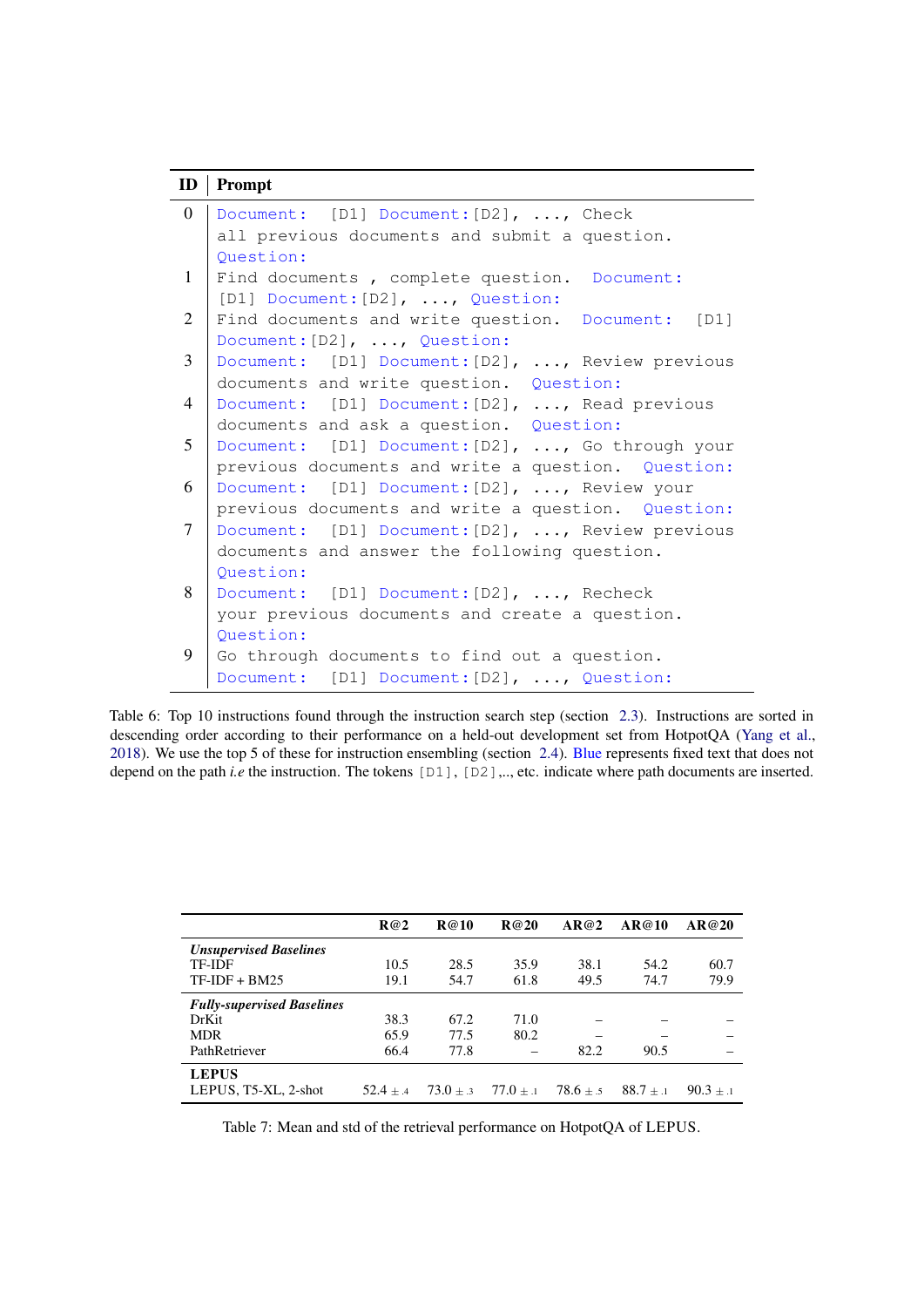| ID | Prompt |
|---|---|
| 0 | Document: [D1] Document:[D2], ..., Check all previous documents and submit a question. Question: |
| 1 | Find documents , complete question. Document: [D1] Document:[D2], ..., Question: |
| 2 | Find documents and write question. Document: [D1] Document:[D2], ..., Question: |
| 3 | Document: [D1] Document:[D2], ..., Review previous documents and write question. Question: |
| 4 | Document: [D1] Document:[D2], ..., Read previous documents and ask a question. Question: |
| 5 | Document: [D1] Document:[D2], ..., Go through your previous documents and write a question. Question: |
| 6 | Document: [D1] Document:[D2], ..., Review your previous documents and write a question. Question: |
| 7 | Document: [D1] Document:[D2], ..., Review previous documents and answer the following question. Question: |
| 8 | Document: [D1] Document:[D2], ..., Recheck your previous documents and create a question. Question: |
| 9 | Go through documents to find out a question. Document: [D1] Document:[D2], ..., Question: |

Table 6: Top 10 instructions found through the instruction search step (section 2.3). Instructions are sorted in descending order according to their performance on a held-out development set from HotpotQA (Yang et al., 2018). We use the top 5 of these for instruction ensembling (section 2.4). Blue represents fixed text that does not depend on the path *i.e* the instruction. The tokens [D1], [D2],.., etc. indicate where path documents are inserted.

| | R@2 | R@10 | R@20 | AR@2 | AR@10 | AR@20 |
|---|---|---|---|---|---|---|
| ***Unsupervised Baselines*** | | | | | | |
| TF-IDF | 10.5 | 28.5 | 35.9 | 38.1 | 54.2 | 60.7 |
| TF-IDF + BM25 | 19.1 | 54.7 | 61.8 | 49.5 | 74.7 | 79.9 |
| ***Fully-supervised Baselines*** | | | | | | |
| DrKit | 38.3 | 67.2 | 71.0 | – | – | – |
| MDR | 65.9 | 77.5 | 80.2 | – | – | – |
| PathRetriever | 66.4 | 77.8 | – | 82.2 | 90.5 | – |
| **LEPUS** | | | | | | |
| LEPUS, T5-XL, 2-shot | 52.4 ± .4 | 73.0 ± .3 | 77.0 ± .1 | 78.6 ± .5 | 88.7 ± .1 | 90.3 ± .1 |

Table 7: Mean and std of the retrieval performance on HotpotQA of LEPUS.